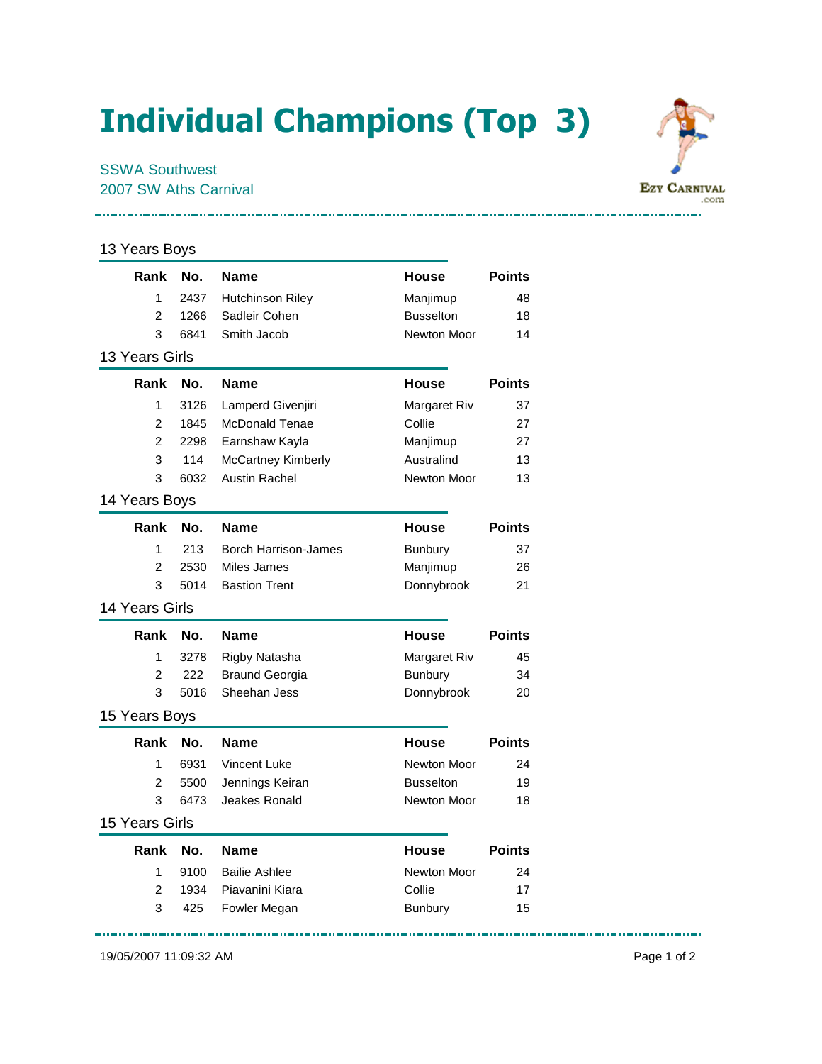# Individual Champions (Top 3)

SSWA Southwest
2007 SW Aths Carnival

## 13 Years Boys

| Rank | No. | Name | House | Points |
|---|---|---|---|---|
| 1 | 2437 | Hutchinson Riley | Manjimup | 48 |
| 2 | 1266 | Sadleir Cohen | Busselton | 18 |
| 3 | 6841 | Smith Jacob | Newton Moor | 14 |

## 13 Years Girls

| Rank | No. | Name | House | Points |
|---|---|---|---|---|
| 1 | 3126 | Lamperd Givenjiri | Margaret Riv | 37 |
| 2 | 1845 | McDonald Tenae | Collie | 27 |
| 2 | 2298 | Earnshaw Kayla | Manjimup | 27 |
| 3 | 114 | McCartney Kimberly | Australind | 13 |
| 3 | 6032 | Austin Rachel | Newton Moor | 13 |

## 14 Years Boys

| Rank | No. | Name | House | Points |
|---|---|---|---|---|
| 1 | 213 | Borch Harrison-James | Bunbury | 37 |
| 2 | 2530 | Miles James | Manjimup | 26 |
| 3 | 5014 | Bastion Trent | Donnybrook | 21 |

## 14 Years Girls

| Rank | No. | Name | House | Points |
|---|---|---|---|---|
| 1 | 3278 | Rigby Natasha | Margaret Riv | 45 |
| 2 | 222 | Braund Georgia | Bunbury | 34 |
| 3 | 5016 | Sheehan Jess | Donnybrook | 20 |

## 15 Years Boys

| Rank | No. | Name | House | Points |
|---|---|---|---|---|
| 1 | 6931 | Vincent Luke | Newton Moor | 24 |
| 2 | 5500 | Jennings Keiran | Busselton | 19 |
| 3 | 6473 | Jeakes Ronald | Newton Moor | 18 |

## 15 Years Girls

| Rank | No. | Name | House | Points |
|---|---|---|---|---|
| 1 | 9100 | Bailie Ashlee | Newton Moor | 24 |
| 2 | 1934 | Piavanini Kiara | Collie | 17 |
| 3 | 425 | Fowler Megan | Bunbury | 15 |

19/05/2007 11:09:32 AM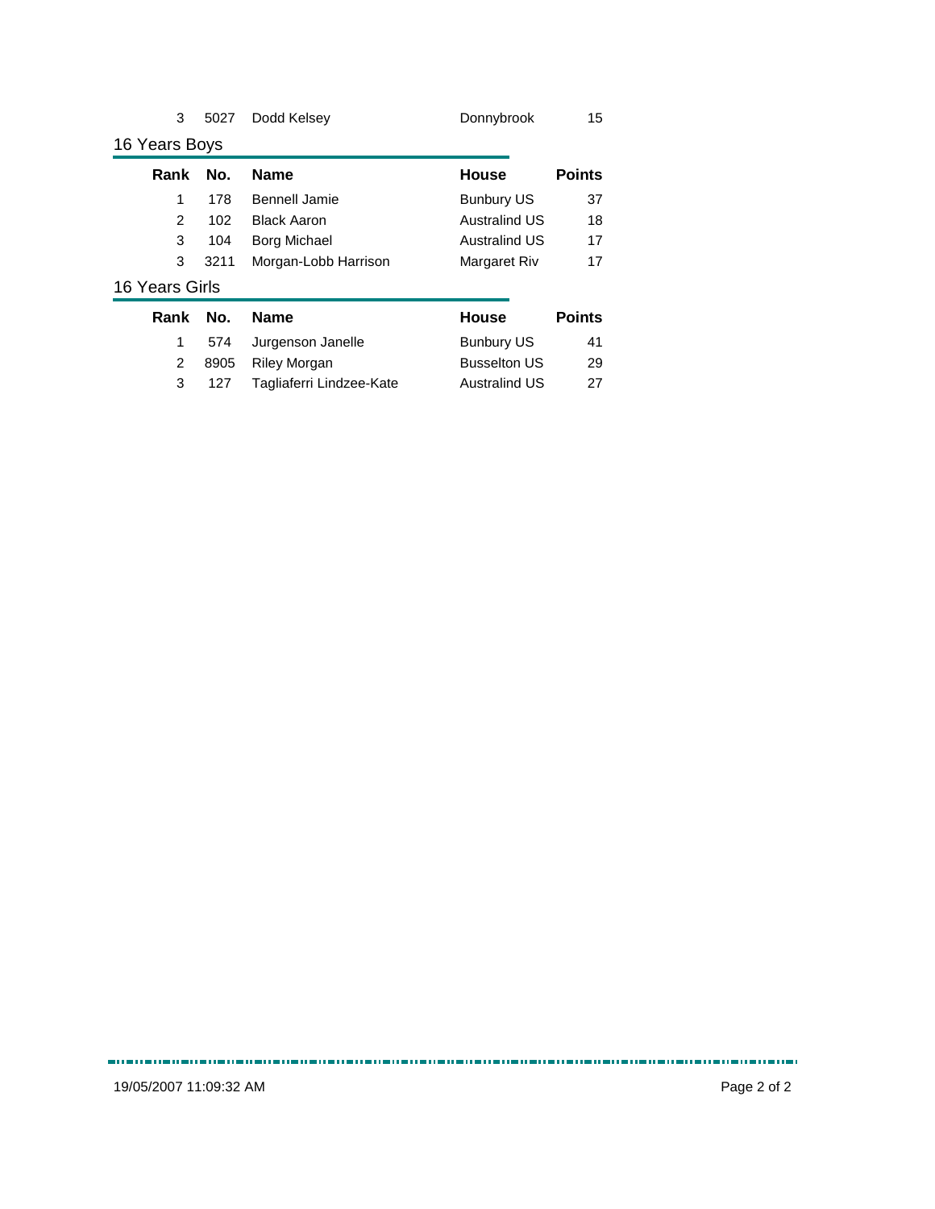| | | | | |
|---|---|---|---|---|
| 3 | 5027 | Dodd Kelsey | Donnybrook | 15 |

## 16 Years Boys

| Rank | No. | Name | House | Points |
|---|---|---|---|---|
| 1 | 178 | Bennell Jamie | Bunbury US | 37 |
| 2 | 102 | Black Aaron | Australind US | 18 |
| 3 | 104 | Borg Michael | Australind US | 17 |
| 3 | 3211 | Morgan-Lobb Harrison | Margaret Riv | 17 |

## 16 Years Girls

| Rank | No. | Name | House | Points |
|---|---|---|---|---|
| 1 | 574 | Jurgenson Janelle | Bunbury US | 41 |
| 2 | 8905 | Riley Morgan | Busselton US | 29 |
| 3 | 127 | Tagliaferri Lindzee-Kate | Australind US | 27 |

19/05/2007 11:09:32 AM